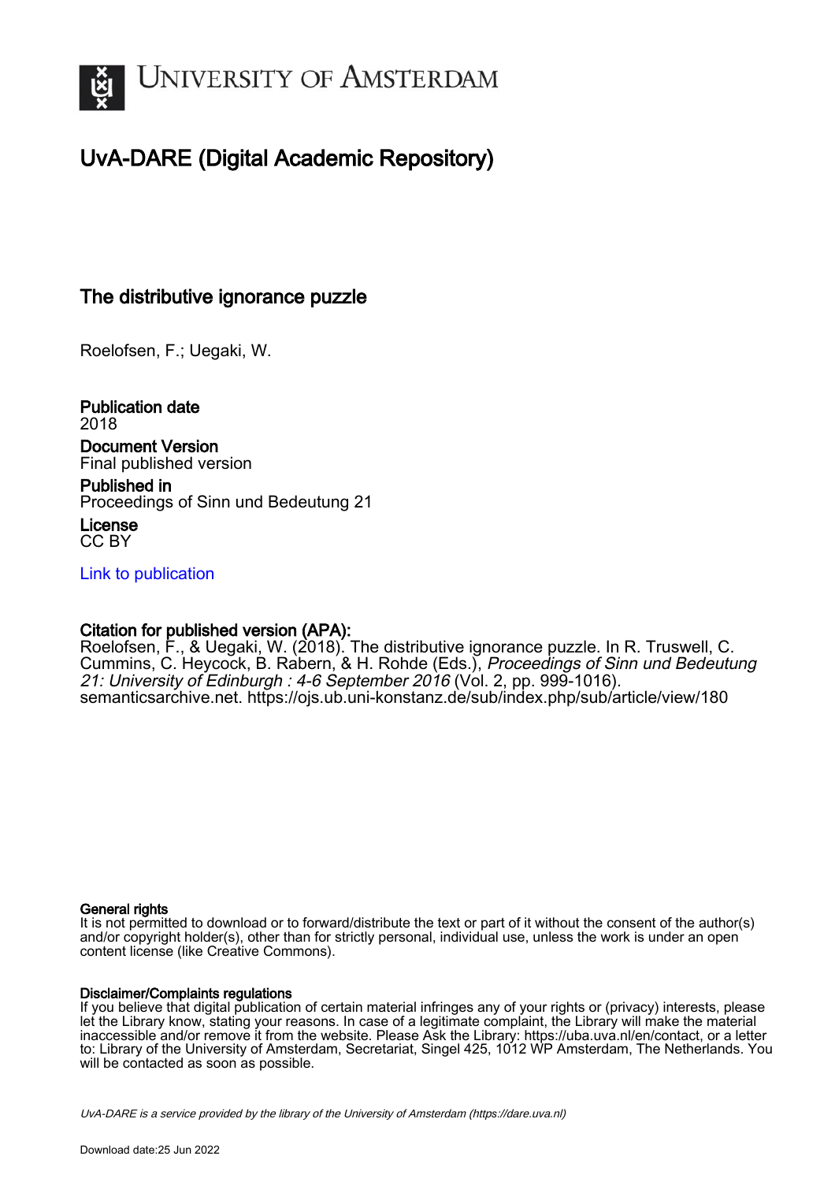University of Amsterdam

# UvA-DARE (Digital Academic Repository)

## The distributive ignorance puzzle

Roelofsen, F.; Uegaki, W.

**Publication date**
2018

**Document Version**
Final published version

**Published in**
Proceedings of Sinn und Bedeutung 21

**License**
CC BY

[Link to publication](https://dare.uva.nl)

**Citation for published version (APA):**
Roelofsen, F., & Uegaki, W. (2018). The distributive ignorance puzzle. In R. Truswell, C. Cummins, C. Heycock, B. Rabern, & H. Rohde (Eds.), *Proceedings of Sinn und Bedeutung 21: University of Edinburgh : 4-6 September 2016* (Vol. 2, pp. 999-1016). semanticsarchive.net. https://ojs.ub.uni-konstanz.de/sub/index.php/sub/article/view/180

**General rights**
It is not permitted to download or to forward/distribute the text or part of it without the consent of the author(s) and/or copyright holder(s), other than for strictly personal, individual use, unless the work is under an open content license (like Creative Commons).

**Disclaimer/Complaints regulations**
If you believe that digital publication of certain material infringes any of your rights or (privacy) interests, please let the Library know, stating your reasons. In case of a legitimate complaint, the Library will make the material inaccessible and/or remove it from the website. Please Ask the Library: https://uba.uva.nl/en/contact, or a letter to: Library of the University of Amsterdam, Secretariat, Singel 425, 1012 WP Amsterdam, The Netherlands. You will be contacted as soon as possible.

UvA-DARE is a service provided by the library of the University of Amsterdam (https://dare.uva.nl)

Download date:25 Jun 2022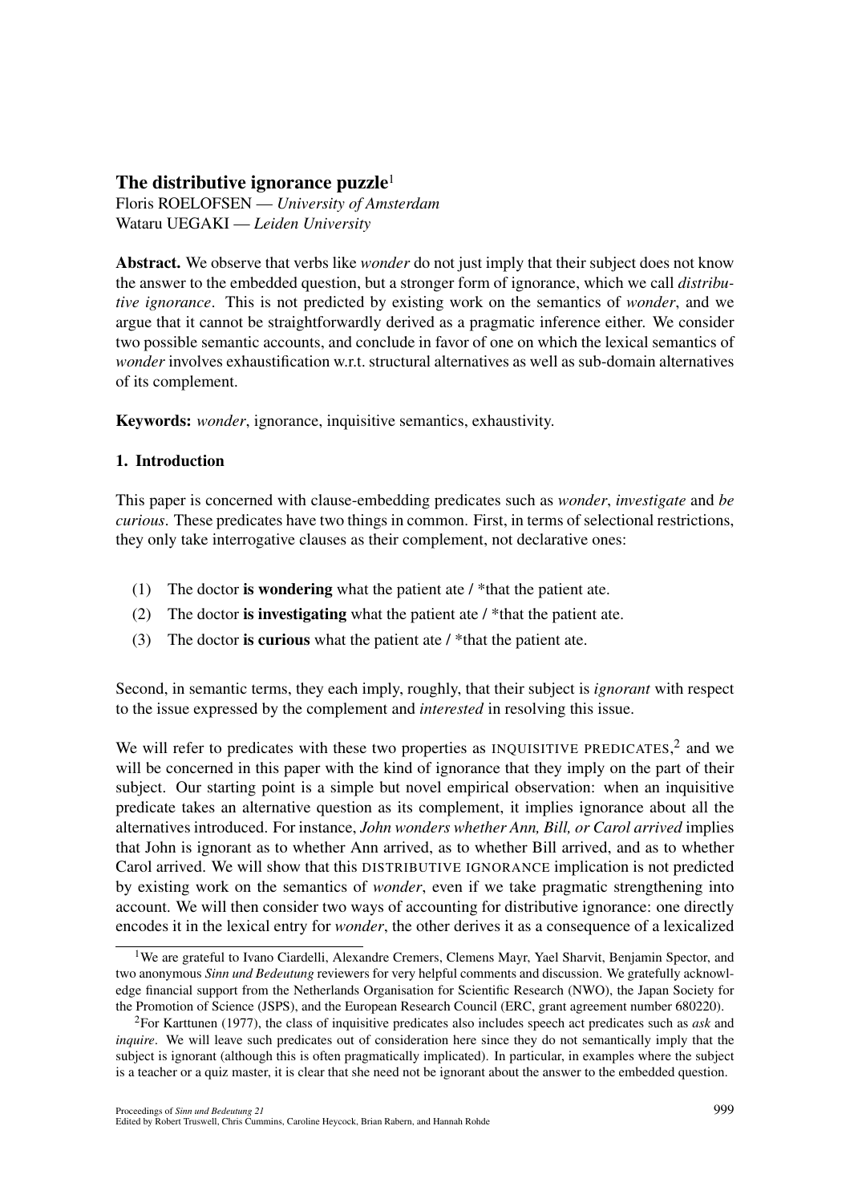# The distributive ignorance puzzle[1]

Floris ROELOFSEN — *University of Amsterdam*
Wataru UEGAKI — *Leiden University*

**Abstract.** We observe that verbs like *wonder* do not just imply that their subject does not know the answer to the embedded question, but a stronger form of ignorance, which we call *distributive ignorance*. This is not predicted by existing work on the semantics of *wonder*, and we argue that it cannot be straightforwardly derived as a pragmatic inference either. We consider two possible semantic accounts, and conclude in favor of one on which the lexical semantics of *wonder* involves exhaustification w.r.t. structural alternatives as well as sub-domain alternatives of its complement.

**Keywords:** *wonder*, ignorance, inquisitive semantics, exhaustivity.

## 1. Introduction

This paper is concerned with clause-embedding predicates such as *wonder*, *investigate* and *be curious*. These predicates have two things in common. First, in terms of selectional restrictions, they only take interrogative clauses as their complement, not declarative ones:

(1) The doctor **is wondering** what the patient ate / *that the patient ate.

(2) The doctor **is investigating** what the patient ate / *that the patient ate.

(3) The doctor **is curious** what the patient ate / *that the patient ate.

Second, in semantic terms, they each imply, roughly, that their subject is *ignorant* with respect to the issue expressed by the complement and *interested* in resolving this issue.

We will refer to predicates with these two properties as INQUISITIVE PREDICATES,[2] and we will be concerned in this paper with the kind of ignorance that they imply on the part of their subject. Our starting point is a simple but novel empirical observation: when an inquisitive predicate takes an alternative question as its complement, it implies ignorance about all the alternatives introduced. For instance, *John wonders whether Ann, Bill, or Carol arrived* implies that John is ignorant as to whether Ann arrived, as to whether Bill arrived, and as to whether Carol arrived. We will show that this DISTRIBUTIVE IGNORANCE implication is not predicted by existing work on the semantics of *wonder*, even if we take pragmatic strengthening into account. We will then consider two ways of accounting for distributive ignorance: one directly encodes it in the lexical entry for *wonder*, the other derives it as a consequence of a lexicalized

[1] We are grateful to Ivano Ciardelli, Alexandre Cremers, Clemens Mayr, Yael Sharvit, Benjamin Spector, and two anonymous *Sinn und Bedeutung* reviewers for very helpful comments and discussion. We gratefully acknowledge financial support from the Netherlands Organisation for Scientific Research (NWO), the Japan Society for the Promotion of Science (JSPS), and the European Research Council (ERC, grant agreement number 680220).

[2] For Karttunen (1977), the class of inquisitive predicates also includes speech act predicates such as *ask* and *inquire*. We will leave such predicates out of consideration here since they do not semantically imply that the subject is ignorant (although this is often pragmatically implicated). In particular, in examples where the subject is a teacher or a quiz master, it is clear that she need not be ignorant about the answer to the embedded question.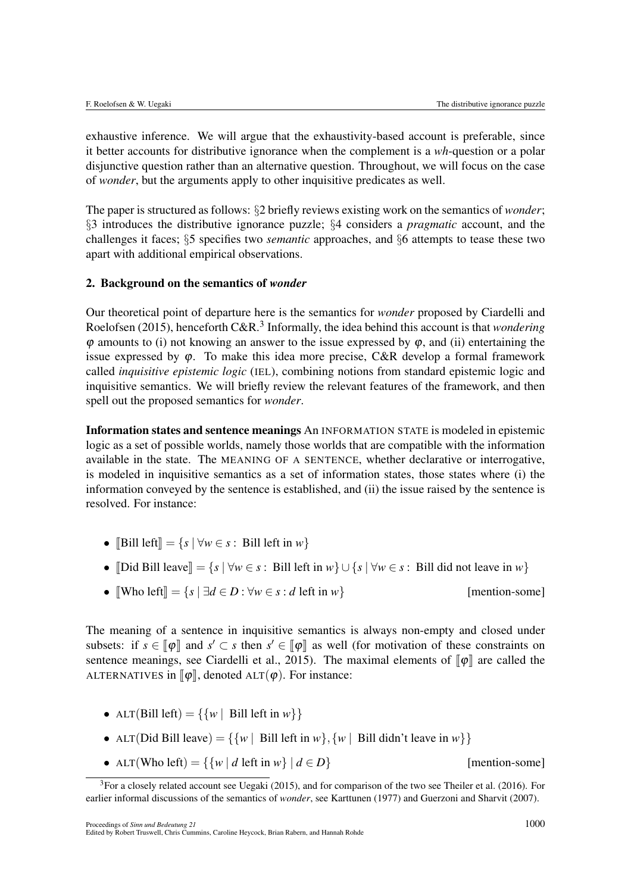exhaustive inference. We will argue that the exhaustivity-based account is preferable, since it better accounts for distributive ignorance when the complement is a *wh*-question or a polar disjunctive question rather than an alternative question. Throughout, we will focus on the case of *wonder*, but the arguments apply to other inquisitive predicates as well.

The paper is structured as follows: §2 briefly reviews existing work on the semantics of *wonder*; §3 introduces the distributive ignorance puzzle; §4 considers a *pragmatic* account, and the challenges it faces; §5 specifies two *semantic* approaches, and §6 attempts to tease these two apart with additional empirical observations.

## 2. Background on the semantics of *wonder*

Our theoretical point of departure here is the semantics for *wonder* proposed by Ciardelli and Roelofsen (2015), henceforth C&R.[3] Informally, the idea behind this account is that *wondering* $\varphi$ amounts to (i) not knowing an answer to the issue expressed by $\varphi$, and (ii) entertaining the issue expressed by $\varphi$. To make this idea more precise, C&R develop a formal framework called *inquisitive epistemic logic* (IEL), combining notions from standard epistemic logic and inquisitive semantics. We will briefly review the relevant features of the framework, and then spell out the proposed semantics for *wonder*.

**Information states and sentence meanings** An INFORMATION STATE is modeled in epistemic logic as a set of possible worlds, namely those worlds that are compatible with the information available in the state. The MEANING OF A SENTENCE, whether declarative or interrogative, is modeled in inquisitive semantics as a set of information states, those states where (i) the information conveyed by the sentence is established, and (ii) the issue raised by the sentence is resolved. For instance:

- $[\![\text{Bill left}]\!] = \{s \mid \forall w \in s: \text{ Bill left in } w\}$
- $[\![\text{Did Bill leave}]\!] = \{s \mid \forall w \in s: \text{ Bill left in } w\} \cup \{s \mid \forall w \in s: \text{ Bill did not leave in } w\}$
- $[\![\text{Who left}]\!] = \{s \mid \exists d \in D: \forall w \in s: d \text{ left in } w\}$ [mention-some]

The meaning of a sentence in inquisitive semantics is always non-empty and closed under subsets: if $s \in [\![\varphi]\!]$ and $s' \subset s$ then $s' \in [\![\varphi]\!]$ as well (for motivation of these constraints on sentence meanings, see Ciardelli et al., 2015). The maximal elements of $[\![\varphi]\!]$ are called the ALTERNATIVES in $[\![\varphi]\!]$, denoted $\text{ALT}(\varphi)$. For instance:

- $\text{ALT}(\text{Bill left}) = \{\{w \mid \text{ Bill left in } w\}\}$
- $\text{ALT}(\text{Did Bill leave}) = \{\{w \mid \text{ Bill left in } w\}, \{w \mid \text{ Bill didn't leave in } w\}\}$
- $\text{ALT}(\text{Who left}) = \{\{w \mid d \text{ left in } w\} \mid d \in D\}$ [mention-some]

[3] For a closely related account see Uegaki (2015), and for comparison of the two see Theiler et al. (2016). For earlier informal discussions of the semantics of *wonder*, see Karttunen (1977) and Guerzoni and Sharvit (2007).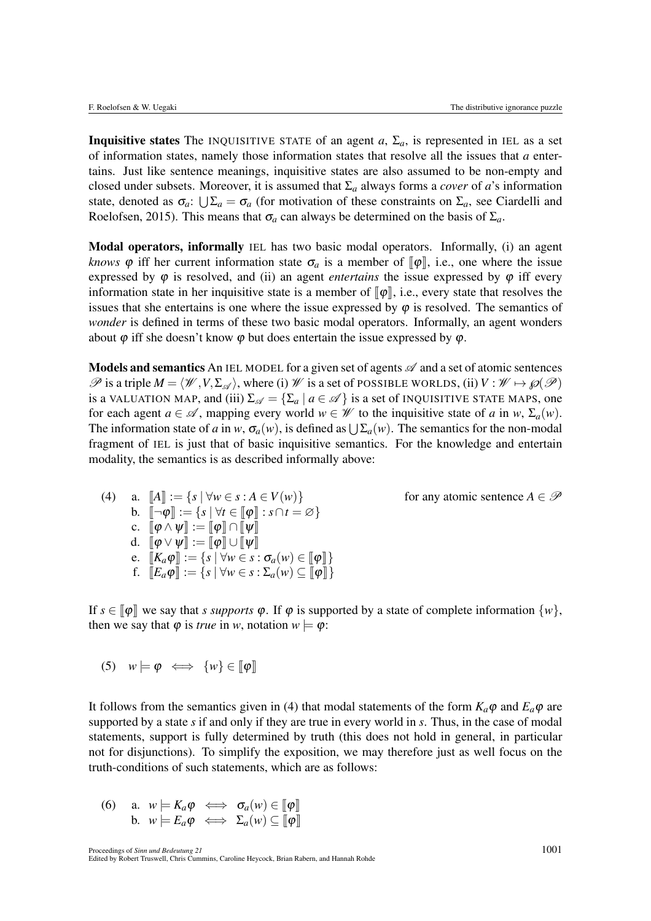**Inquisitive states** The INQUISITIVE STATE of an agent $a$, $\Sigma_a$, is represented in IEL as a set of information states, namely those information states that resolve all the issues that $a$ entertains. Just like sentence meanings, inquisitive states are also assumed to be non-empty and closed under subsets. Moreover, it is assumed that $\Sigma_a$ always forms a *cover* of $a$'s information state, denoted as $\sigma_a$: $\bigcup \Sigma_a = \sigma_a$ (for motivation of these constraints on $\Sigma_a$, see Ciardelli and Roelofsen, 2015). This means that $\sigma_a$ can always be determined on the basis of $\Sigma_a$.

**Modal operators, informally** IEL has two basic modal operators. Informally, (i) an agent *knows* $\varphi$ iff her current information state $\sigma_a$ is a member of $[\![\varphi]\!]$, i.e., one where the issue expressed by $\varphi$ is resolved, and (ii) an agent *entertains* the issue expressed by $\varphi$ iff every information state in her inquisitive state is a member of $[\![\varphi]\!]$, i.e., every state that resolves the issues that she entertains is one where the issue expressed by $\varphi$ is resolved. The semantics of *wonder* is defined in terms of these two basic modal operators. Informally, an agent wonders about $\varphi$ iff she doesn't know $\varphi$ but does entertain the issue expressed by $\varphi$.

**Models and semantics** An IEL MODEL for a given set of agents $\mathscr{A}$ and a set of atomic sentences $\mathscr{P}$ is a triple $M = \langle \mathscr{W}, V, \Sigma_{\mathscr{A}} \rangle$, where (i) $\mathscr{W}$ is a set of POSSIBLE WORLDS, (ii) $V : \mathscr{W} \mapsto \wp(\mathscr{P})$ is a VALUATION MAP, and (iii) $\Sigma_{\mathscr{A}} = \{\Sigma_a \mid a \in \mathscr{A}\}$ is a set of INQUISITIVE STATE MAPS, one for each agent $a \in \mathscr{A}$, mapping every world $w \in \mathscr{W}$ to the inquisitive state of $a$ in $w$, $\Sigma_a(w)$. The information state of $a$ in $w$, $\sigma_a(w)$, is defined as $\bigcup \Sigma_a(w)$. The semantics for the non-modal fragment of IEL is just that of basic inquisitive semantics. For the knowledge and entertain modality, the semantics is as described informally above:

(4) a. $[\![A]\!] := \{s \mid \forall w \in s : A \in V(w)\}$ for any atomic sentence $A \in \mathscr{P}$

b. $[\![\neg\varphi]\!] := \{s \mid \forall t \in [\![\varphi]\!] : s \cap t = \varnothing\}$

c. $[\![\varphi \wedge \psi]\!] := [\![\varphi]\!] \cap [\![\psi]\!]$

d. $[\![\varphi \vee \psi]\!] := [\![\varphi]\!] \cup [\![\psi]\!]$

e. $[\![K_a\varphi]\!] := \{s \mid \forall w \in s : \sigma_a(w) \in [\![\varphi]\!]\}$

f. $[\![E_a\varphi]\!] := \{s \mid \forall w \in s : \Sigma_a(w) \subseteq [\![\varphi]\!]\}$

If $s \in [\![\varphi]\!]$ we say that $s$ *supports* $\varphi$. If $\varphi$ is supported by a state of complete information $\{w\}$, then we say that $\varphi$ is *true* in $w$, notation $w \models \varphi$:

(5) $w \models \varphi \iff \{w\} \in [\![\varphi]\!]$

It follows from the semantics given in (4) that modal statements of the form $K_a\varphi$ and $E_a\varphi$ are supported by a state $s$ if and only if they are true in every world in $s$. Thus, in the case of modal statements, support is fully determined by truth (this does not hold in general, in particular not for disjunctions). To simplify the exposition, we may therefore just as well focus on the truth-conditions of such statements, which are as follows:

(6) a. $w \models K_a\varphi \iff \sigma_a(w) \in [\![\varphi]\!]$

b. $w \models E_a\varphi \iff \Sigma_a(w) \subseteq [\![\varphi]\!]$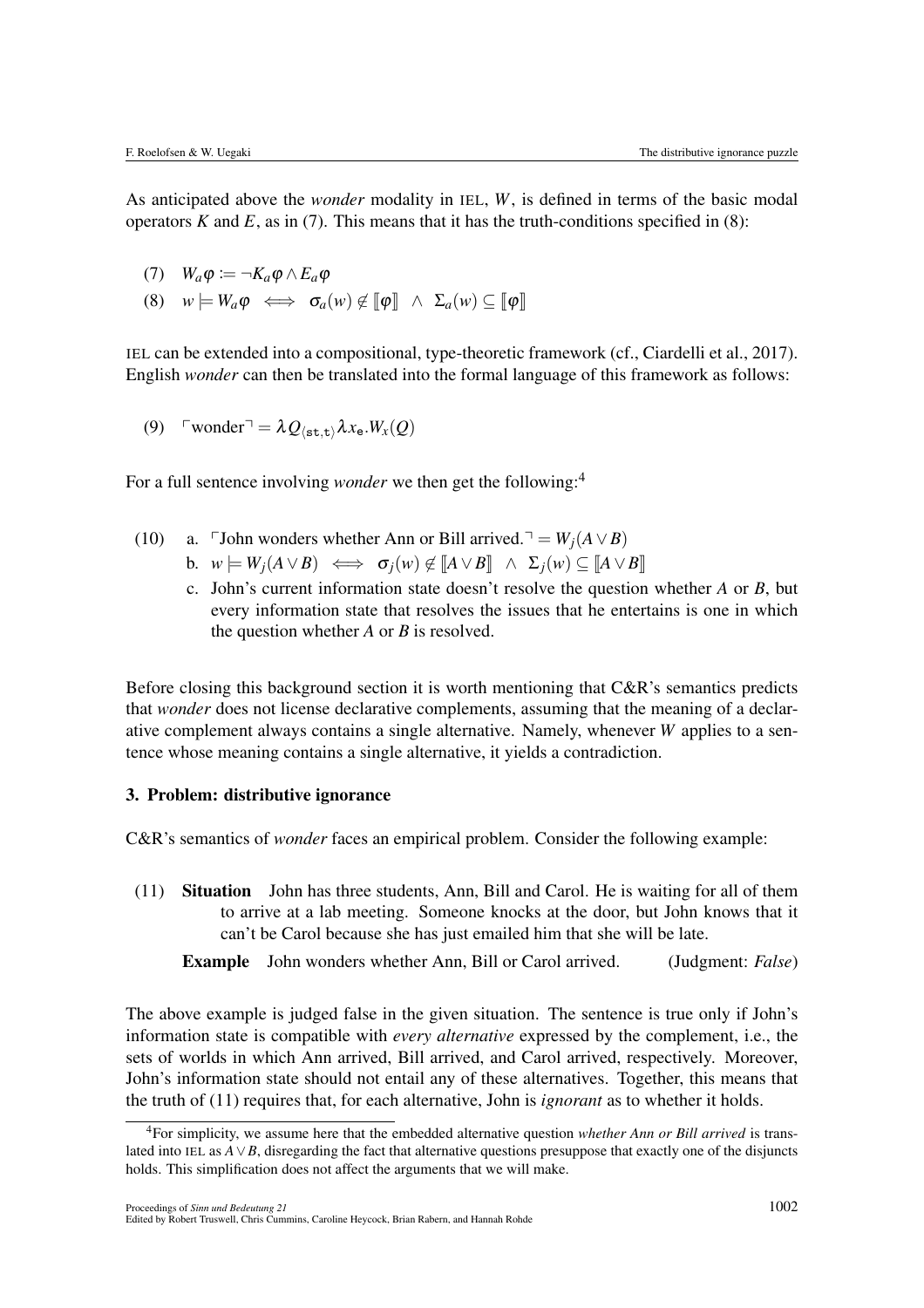As anticipated above the *wonder* modality in IEL, $W$, is defined in terms of the basic modal operators $K$ and $E$, as in (7). This means that it has the truth-conditions specified in (8):

(7) $W_a\varphi := \neg K_a\varphi \wedge E_a\varphi$

(8) $w \models W_a\varphi \iff \sigma_a(w) \notin [\![\varphi]\!] \;\wedge\; \Sigma_a(w) \subseteq [\![\varphi]\!]$

IEL can be extended into a compositional, type-theoretic framework (cf., Ciardelli et al., 2017). English *wonder* can then be translated into the formal language of this framework as follows:

(9) $\ulcorner\text{wonder}\urcorner = \lambda Q_{\langle \mathtt{st},\mathtt{t}\rangle}\lambda x_{\mathtt{e}}.W_x(Q)$

For a full sentence involving *wonder* we then get the following:[4]

(10) a. $\ulcorner$John wonders whether Ann or Bill arrived.$\urcorner = W_j(A \vee B)$

b. $w \models W_j(A \vee B) \iff \sigma_j(w) \notin [\![A \vee B]\!] \;\wedge\; \Sigma_j(w) \subseteq [\![A \vee B]\!]$

c. John's current information state doesn't resolve the question whether $A$ or $B$, but every information state that resolves the issues that he entertains is one in which the question whether $A$ or $B$ is resolved.

Before closing this background section it is worth mentioning that C&R's semantics predicts that *wonder* does not license declarative complements, assuming that the meaning of a declarative complement always contains a single alternative. Namely, whenever $W$ applies to a sentence whose meaning contains a single alternative, it yields a contradiction.

## 3. Problem: distributive ignorance

C&R's semantics of *wonder* faces an empirical problem. Consider the following example:

(11) **Situation** John has three students, Ann, Bill and Carol. He is waiting for all of them to arrive at a lab meeting. Someone knocks at the door, but John knows that it can't be Carol because she has just emailed him that she will be late.

**Example** John wonders whether Ann, Bill or Carol arrived. (Judgment: *False*)

The above example is judged false in the given situation. The sentence is true only if John's information state is compatible with *every alternative* expressed by the complement, i.e., the sets of worlds in which Ann arrived, Bill arrived, and Carol arrived, respectively. Moreover, John's information state should not entail any of these alternatives. Together, this means that the truth of (11) requires that, for each alternative, John is *ignorant* as to whether it holds.

[4] For simplicity, we assume here that the embedded alternative question *whether Ann or Bill arrived* is translated into IEL as $A \vee B$, disregarding the fact that alternative questions presuppose that exactly one of the disjuncts holds. This simplification does not affect the arguments that we will make.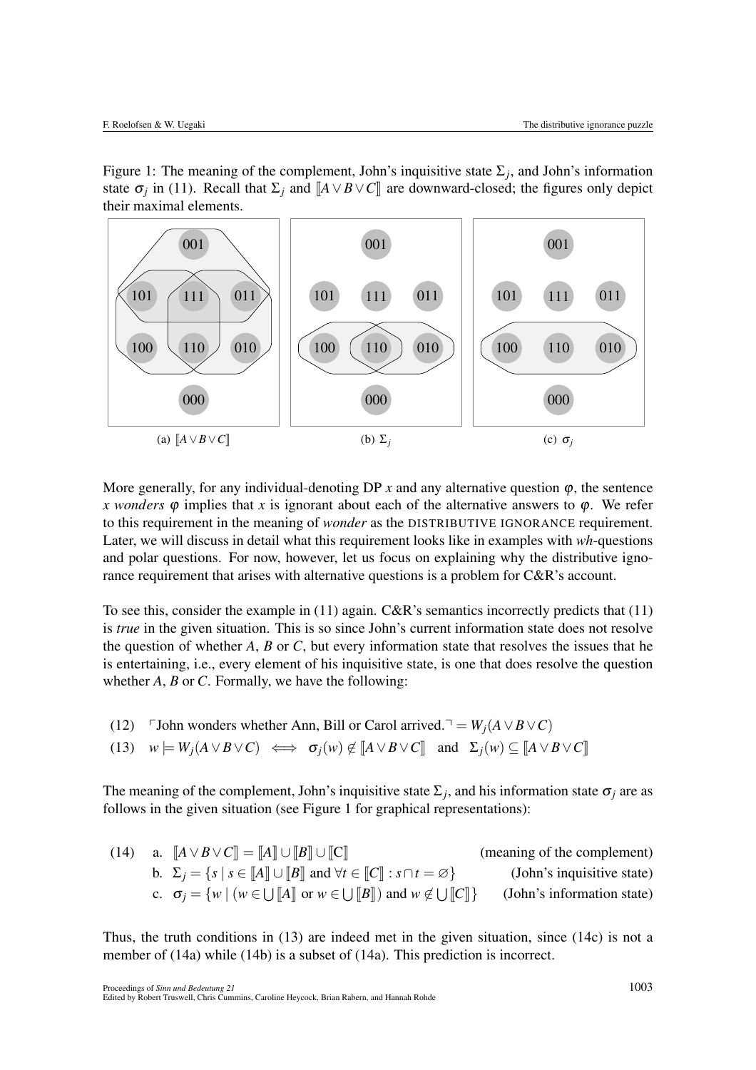Figure 1: The meaning of the complement, John's inquisitive state $\Sigma_j$, and John's information state $\sigma_j$ in (11). Recall that $\Sigma_j$ and $[\![A \vee B \vee C]\!]$ are downward-closed; the figures only depict their maximal elements.

(a) $[\![A \vee B \vee C]\!]$ (b) $\Sigma_j$ (c) $\sigma_j$

More generally, for any individual-denoting DP $x$ and any alternative question $\varphi$, the sentence *x wonders* $\varphi$ implies that $x$ is ignorant about each of the alternative answers to $\varphi$. We refer to this requirement in the meaning of *wonder* as the DISTRIBUTIVE IGNORANCE requirement. Later, we will discuss in detail what this requirement looks like in examples with *wh*-questions and polar questions. For now, however, let us focus on explaining why the distributive ignorance requirement that arises with alternative questions is a problem for C&R's account.

To see this, consider the example in (11) again. C&R's semantics incorrectly predicts that (11) is *true* in the given situation. This is so since John's current information state does not resolve the question of whether $A$, $B$ or $C$, but every information state that resolves the issues that he is entertaining, i.e., every element of his inquisitive state, is one that does resolve the question whether $A$, $B$ or $C$. Formally, we have the following:

(12) $\ulcorner$John wonders whether Ann, Bill or Carol arrived.$\urcorner = W_j(A \vee B \vee C)$

(13) $w \models W_j(A \vee B \vee C) \iff \sigma_j(w) \notin [\![A \vee B \vee C]\!]$ and $\Sigma_j(w) \subseteq [\![A \vee B \vee C]\!]$

The meaning of the complement, John's inquisitive state $\Sigma_j$, and his information state $\sigma_j$ are as follows in the given situation (see Figure 1 for graphical representations):

(14) a. $[\![A \vee B \vee C]\!] = [\![A]\!] \cup [\![B]\!] \cup [\![C]\!]$ (meaning of the complement)

b. $\Sigma_j = \{s \mid s \in [\![A]\!] \cup [\![B]\!] \text{ and } \forall t \in [\![C]\!] : s \cap t = \varnothing\}$ (John's inquisitive state)

c. $\sigma_j = \{w \mid (w \in \bigcup[\![A]\!] \text{ or } w \in \bigcup[\![B]\!]) \text{ and } w \notin \bigcup[\![C]\!]\}$ (John's information state)

Thus, the truth conditions in (13) are indeed met in the given situation, since (14c) is not a member of (14a) while (14b) is a subset of (14a). This prediction is incorrect.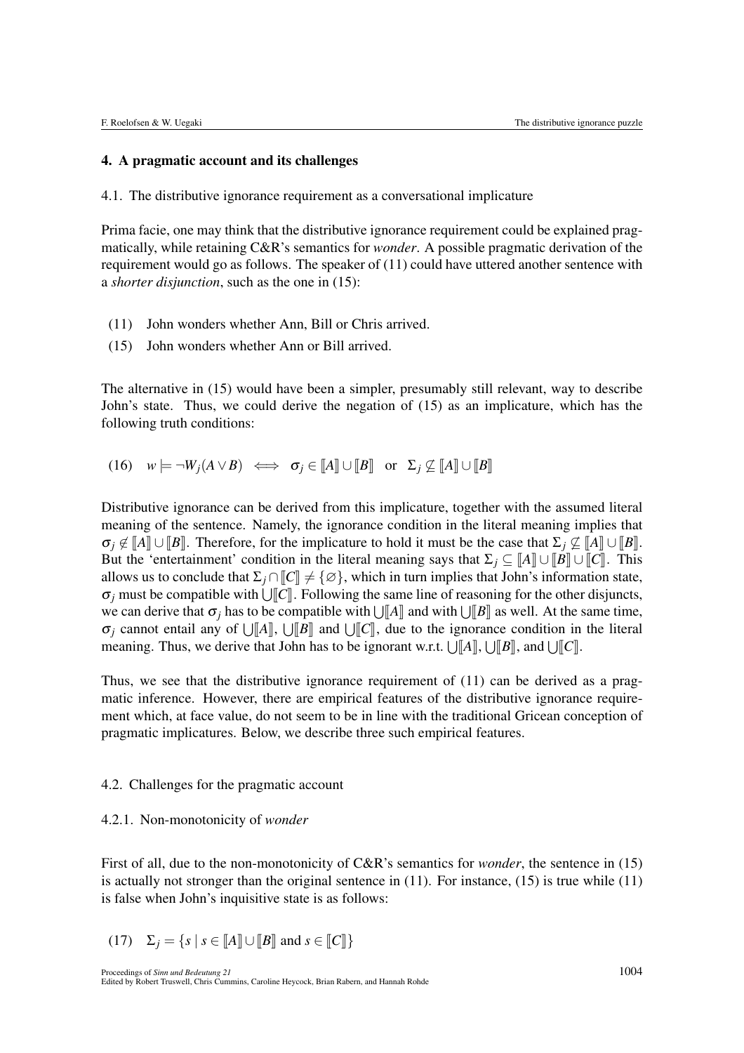## 4. A pragmatic account and its challenges

### 4.1. The distributive ignorance requirement as a conversational implicature

Prima facie, one may think that the distributive ignorance requirement could be explained pragmatically, while retaining C&R's semantics for *wonder*. A possible pragmatic derivation of the requirement would go as follows. The speaker of (11) could have uttered another sentence with a *shorter disjunction*, such as the one in (15):

(11) John wonders whether Ann, Bill or Chris arrived.

(15) John wonders whether Ann or Bill arrived.

The alternative in (15) would have been a simpler, presumably still relevant, way to describe John's state. Thus, we could derive the negation of (15) as an implicature, which has the following truth conditions:

(16) $w \models \neg W_j(A \vee B) \iff \sigma_j \in [\![A]\!] \cup [\![B]\!] \quad \text{or} \quad \Sigma_j \not\subseteq [\![A]\!] \cup [\![B]\!]$

Distributive ignorance can be derived from this implicature, together with the assumed literal meaning of the sentence. Namely, the ignorance condition in the literal meaning implies that $\sigma_j \notin [\![A]\!] \cup [\![B]\!]$. Therefore, for the implicature to hold it must be the case that $\Sigma_j \not\subseteq [\![A]\!] \cup [\![B]\!]$. But the 'entertainment' condition in the literal meaning says that $\Sigma_j \subseteq [\![A]\!] \cup [\![B]\!] \cup [\![C]\!]$. This allows us to conclude that $\Sigma_j \cap [\![C]\!] \neq \{\varnothing\}$, which in turn implies that John's information state, $\sigma_j$ must be compatible with $\bigcup[\![C]\!]$. Following the same line of reasoning for the other disjuncts, we can derive that $\sigma_j$ has to be compatible with $\bigcup[\![A]\!]$ and with $\bigcup[\![B]\!]$ as well. At the same time, $\sigma_j$ cannot entail any of $\bigcup[\![A]\!]$, $\bigcup[\![B]\!]$ and $\bigcup[\![C]\!]$, due to the ignorance condition in the literal meaning. Thus, we derive that John has to be ignorant w.r.t. $\bigcup[\![A]\!]$, $\bigcup[\![B]\!]$, and $\bigcup[\![C]\!]$.

Thus, we see that the distributive ignorance requirement of (11) can be derived as a pragmatic inference. However, there are empirical features of the distributive ignorance requirement which, at face value, do not seem to be in line with the traditional Gricean conception of pragmatic implicatures. Below, we describe three such empirical features.

### 4.2. Challenges for the pragmatic account

#### 4.2.1. Non-monotonicity of *wonder*

First of all, due to the non-monotonicity of C&R's semantics for *wonder*, the sentence in (15) is actually not stronger than the original sentence in (11). For instance, (15) is true while (11) is false when John's inquisitive state is as follows:

(17) $\Sigma_j = \{s \mid s \in [\![A]\!] \cup [\![B]\!] \text{ and } s \in [\![C]\!]\}$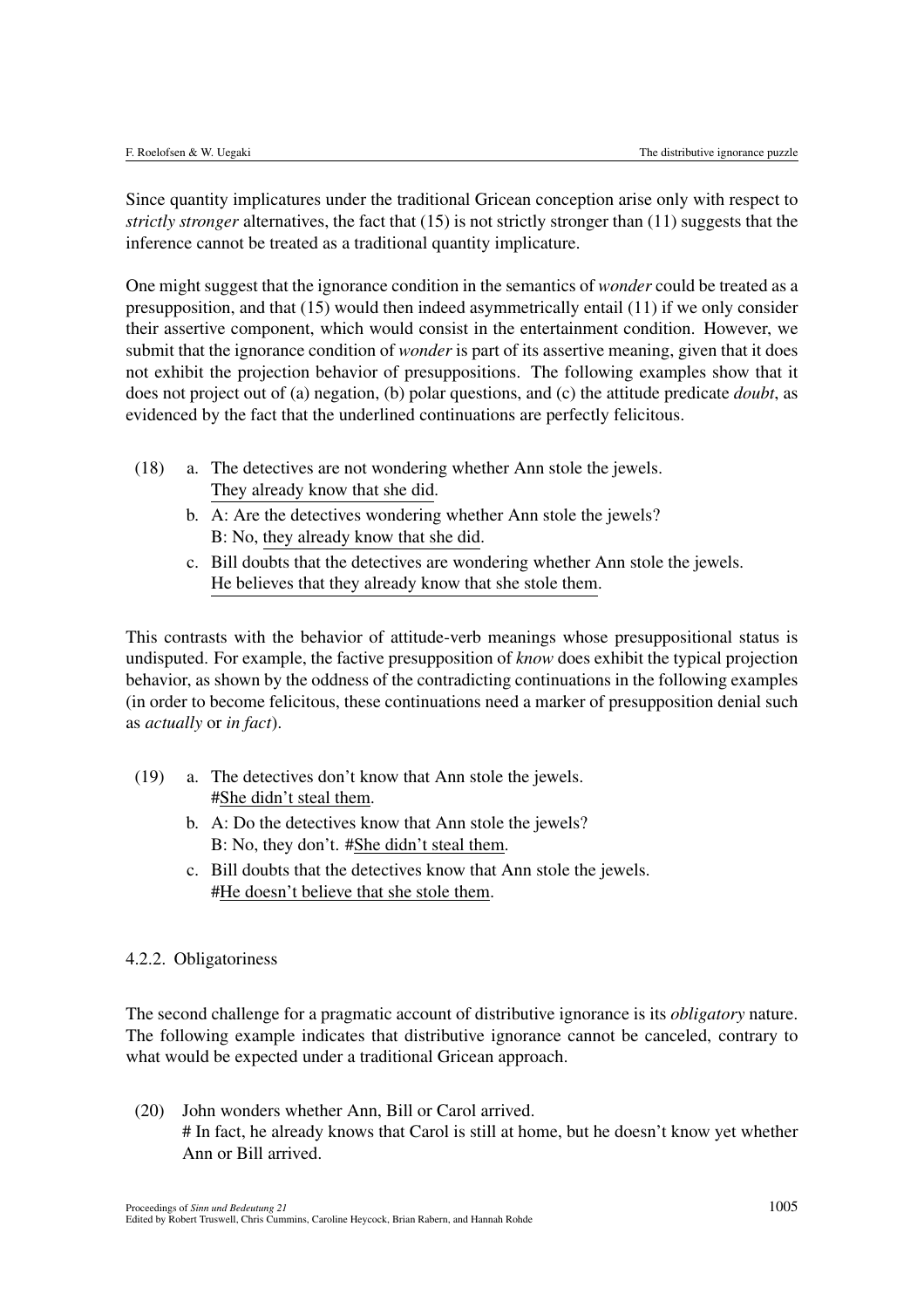Since quantity implicatures under the traditional Gricean conception arise only with respect to *strictly stronger* alternatives, the fact that (15) is not strictly stronger than (11) suggests that the inference cannot be treated as a traditional quantity implicature.

One might suggest that the ignorance condition in the semantics of *wonder* could be treated as a presupposition, and that (15) would then indeed asymmetrically entail (11) if we only consider their assertive component, which would consist in the entertainment condition. However, we submit that the ignorance condition of *wonder* is part of its assertive meaning, given that it does not exhibit the projection behavior of presuppositions. The following examples show that it does not project out of (a) negation, (b) polar questions, and (c) the attitude predicate *doubt*, as evidenced by the fact that the underlined continuations are perfectly felicitous.

(18) a. The detectives are not wondering whether Ann stole the jewels.
They already know that she did.
b. A: Are the detectives wondering whether Ann stole the jewels?
B: No, they already know that she did.
c. Bill doubts that the detectives are wondering whether Ann stole the jewels.
He believes that they already know that she stole them.

This contrasts with the behavior of attitude-verb meanings whose presuppositional status is undisputed. For example, the factive presupposition of *know* does exhibit the typical projection behavior, as shown by the oddness of the contradicting continuations in the following examples (in order to become felicitous, these continuations need a marker of presupposition denial such as *actually* or *in fact*).

(19) a. The detectives don't know that Ann stole the jewels.
#She didn't steal them.
b. A: Do the detectives know that Ann stole the jewels?
B: No, they don't. #She didn't steal them.
c. Bill doubts that the detectives know that Ann stole the jewels.
#He doesn't believe that she stole them.

#### 4.2.2. Obligatoriness

The second challenge for a pragmatic account of distributive ignorance is its *obligatory* nature. The following example indicates that distributive ignorance cannot be canceled, contrary to what would be expected under a traditional Gricean approach.

(20) John wonders whether Ann, Bill or Carol arrived.
# In fact, he already knows that Carol is still at home, but he doesn't know yet whether Ann or Bill arrived.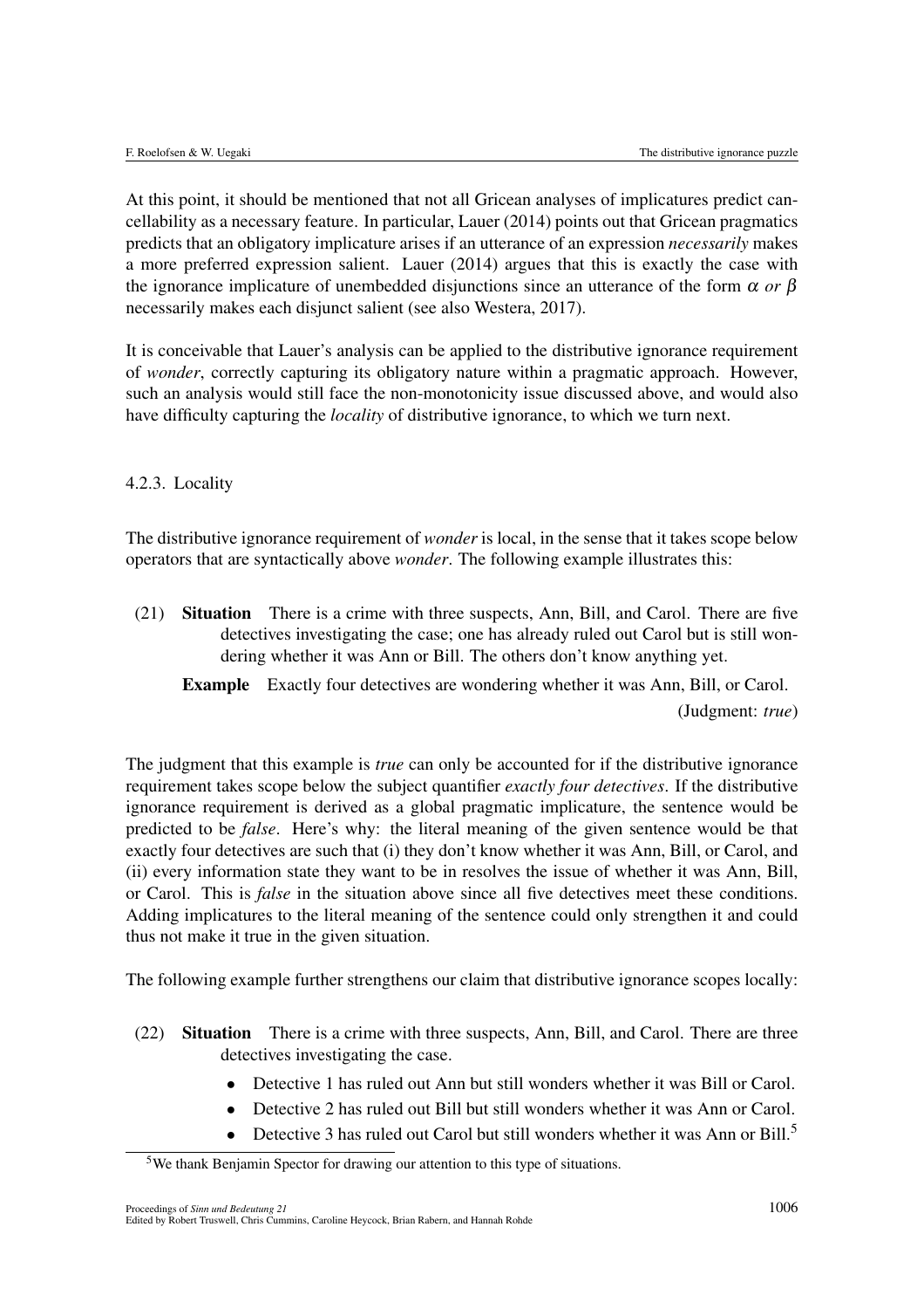At this point, it should be mentioned that not all Gricean analyses of implicatures predict cancellability as a necessary feature. In particular, Lauer (2014) points out that Gricean pragmatics predicts that an obligatory implicature arises if an utterance of an expression *necessarily* makes a more preferred expression salient. Lauer (2014) argues that this is exactly the case with the ignorance implicature of unembedded disjunctions since an utterance of the form $\alpha$ *or* $\beta$ necessarily makes each disjunct salient (see also Westera, 2017).

It is conceivable that Lauer's analysis can be applied to the distributive ignorance requirement of *wonder*, correctly capturing its obligatory nature within a pragmatic approach. However, such an analysis would still face the non-monotonicity issue discussed above, and would also have difficulty capturing the *locality* of distributive ignorance, to which we turn next.

### 4.2.3. Locality

The distributive ignorance requirement of *wonder* is local, in the sense that it takes scope below operators that are syntactically above *wonder*. The following example illustrates this:

(21) **Situation** There is a crime with three suspects, Ann, Bill, and Carol. There are five detectives investigating the case; one has already ruled out Carol but is still wondering whether it was Ann or Bill. The others don't know anything yet.

**Example** Exactly four detectives are wondering whether it was Ann, Bill, or Carol.

(Judgment: *true*)

The judgment that this example is *true* can only be accounted for if the distributive ignorance requirement takes scope below the subject quantifier *exactly four detectives*. If the distributive ignorance requirement is derived as a global pragmatic implicature, the sentence would be predicted to be *false*. Here's why: the literal meaning of the given sentence would be that exactly four detectives are such that (i) they don't know whether it was Ann, Bill, or Carol, and (ii) every information state they want to be in resolves the issue of whether it was Ann, Bill, or Carol. This is *false* in the situation above since all five detectives meet these conditions. Adding implicatures to the literal meaning of the sentence could only strengthen it and could thus not make it true in the given situation.

The following example further strengthens our claim that distributive ignorance scopes locally:

(22) **Situation** There is a crime with three suspects, Ann, Bill, and Carol. There are three detectives investigating the case.

- Detective 1 has ruled out Ann but still wonders whether it was Bill or Carol.
- Detective 2 has ruled out Bill but still wonders whether it was Ann or Carol.
- Detective 3 has ruled out Carol but still wonders whether it was Ann or Bill.[5]

[5] We thank Benjamin Spector for drawing our attention to this type of situations.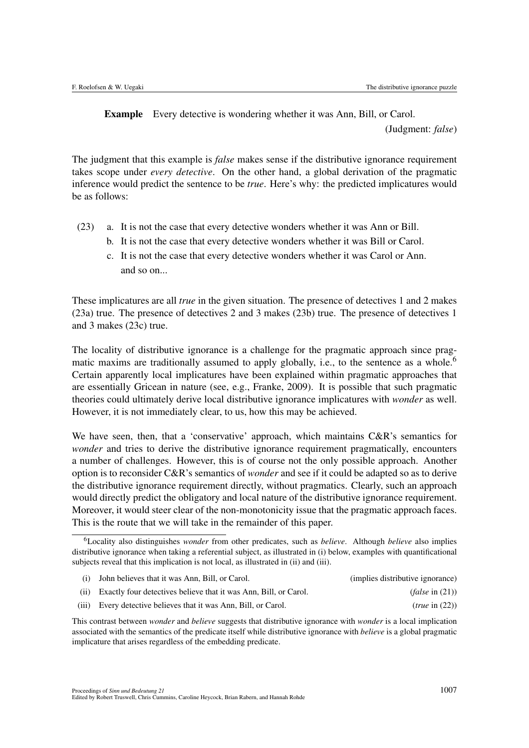**Example** Every detective is wondering whether it was Ann, Bill, or Carol.

(Judgment: *false*)

The judgment that this example is *false* makes sense if the distributive ignorance requirement takes scope under *every detective*. On the other hand, a global derivation of the pragmatic inference would predict the sentence to be *true*. Here's why: the predicted implicatures would be as follows:

(23) a. It is not the case that every detective wonders whether it was Ann or Bill.
b. It is not the case that every detective wonders whether it was Bill or Carol.
c. It is not the case that every detective wonders whether it was Carol or Ann.
and so on...

These implicatures are all *true* in the given situation. The presence of detectives 1 and 2 makes (23a) true. The presence of detectives 2 and 3 makes (23b) true. The presence of detectives 1 and 3 makes (23c) true.

The locality of distributive ignorance is a challenge for the pragmatic approach since pragmatic maxims are traditionally assumed to apply globally, i.e., to the sentence as a whole.[6] Certain apparently local implicatures have been explained within pragmatic approaches that are essentially Gricean in nature (see, e.g., Franke, 2009). It is possible that such pragmatic theories could ultimately derive local distributive ignorance implicatures with *wonder* as well. However, it is not immediately clear, to us, how this may be achieved.

We have seen, then, that a 'conservative' approach, which maintains C&R's semantics for *wonder* and tries to derive the distributive ignorance requirement pragmatically, encounters a number of challenges. However, this is of course not the only possible approach. Another option is to reconsider C&R's semantics of *wonder* and see if it could be adapted so as to derive the distributive ignorance requirement directly, without pragmatics. Clearly, such an approach would directly predict the obligatory and local nature of the distributive ignorance requirement. Moreover, it would steer clear of the non-monotonicity issue that the pragmatic approach faces. This is the route that we will take in the remainder of this paper.

[6] Locality also distinguishes *wonder* from other predicates, such as *believe*. Although *believe* also implies distributive ignorance when taking a referential subject, as illustrated in (i) below, examples with quantificational subjects reveal that this implication is not local, as illustrated in (ii) and (iii).

(i) John believes that it was Ann, Bill, or Carol. (implies distributive ignorance)
(ii) Exactly four detectives believe that it was Ann, Bill, or Carol. (*false* in (21))
(iii) Every detective believes that it was Ann, Bill, or Carol. (*true* in (22))

This contrast between *wonder* and *believe* suggests that distributive ignorance with *wonder* is a local implication associated with the semantics of the predicate itself while distributive ignorance with *believe* is a global pragmatic implicature that arises regardless of the embedding predicate.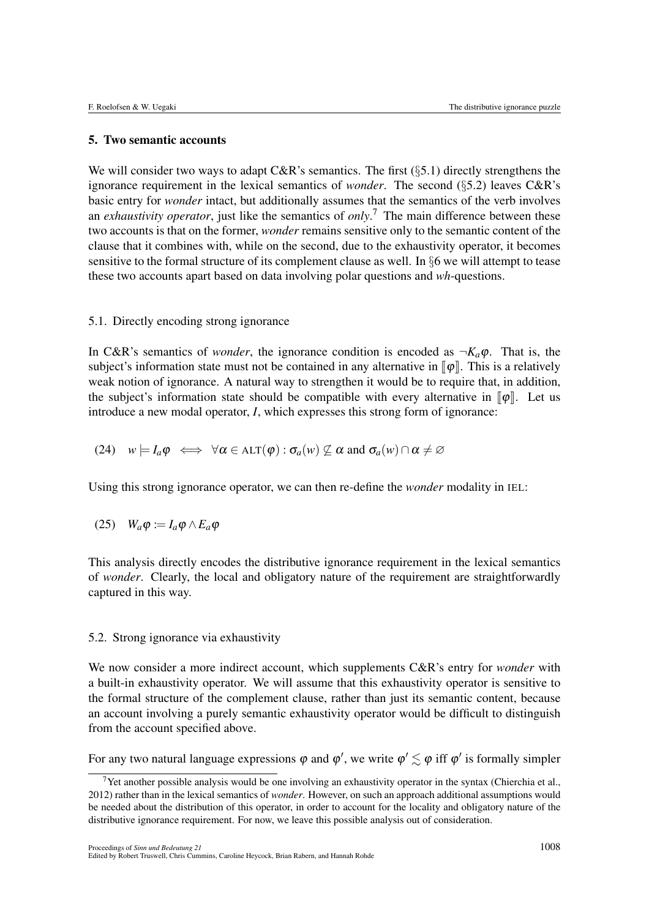## 5. Two semantic accounts

We will consider two ways to adapt C&R's semantics. The first (§5.1) directly strengthens the ignorance requirement in the lexical semantics of *wonder*. The second (§5.2) leaves C&R's basic entry for *wonder* intact, but additionally assumes that the semantics of the verb involves an *exhaustivity operator*, just like the semantics of *only*.[7] The main difference between these two accounts is that on the former, *wonder* remains sensitive only to the semantic content of the clause that it combines with, while on the second, due to the exhaustivity operator, it becomes sensitive to the formal structure of its complement clause as well. In §6 we will attempt to tease these two accounts apart based on data involving polar questions and *wh*-questions.

### 5.1. Directly encoding strong ignorance

In C&R's semantics of *wonder*, the ignorance condition is encoded as $\neg K_a \varphi$. That is, the subject's information state must not be contained in any alternative in $[\![\varphi]\!]$. This is a relatively weak notion of ignorance. A natural way to strengthen it would be to require that, in addition, the subject's information state should be compatible with every alternative in $[\![\varphi]\!]$. Let us introduce a new modal operator, $I$, which expresses this strong form of ignorance:

(24) $w \models I_a \varphi \iff \forall \alpha \in \text{ALT}(\varphi) : \sigma_a(w) \not\subseteq \alpha \text{ and } \sigma_a(w) \cap \alpha \neq \varnothing$

Using this strong ignorance operator, we can then re-define the *wonder* modality in IEL:

(25) $W_a \varphi := I_a \varphi \wedge E_a \varphi$

This analysis directly encodes the distributive ignorance requirement in the lexical semantics of *wonder*. Clearly, the local and obligatory nature of the requirement are straightforwardly captured in this way.

### 5.2. Strong ignorance via exhaustivity

We now consider a more indirect account, which supplements C&R's entry for *wonder* with a built-in exhaustivity operator. We will assume that this exhaustivity operator is sensitive to the formal structure of the complement clause, rather than just its semantic content, because an account involving a purely semantic exhaustivity operator would be difficult to distinguish from the account specified above.

For any two natural language expressions $\varphi$ and $\varphi'$, we write $\varphi' \lesssim \varphi$ iff $\varphi'$ is formally simpler

[7] Yet another possible analysis would be one involving an exhaustivity operator in the syntax (Chierchia et al., 2012) rather than in the lexical semantics of *wonder*. However, on such an approach additional assumptions would be needed about the distribution of this operator, in order to account for the locality and obligatory nature of the distributive ignorance requirement. For now, we leave this possible analysis out of consideration.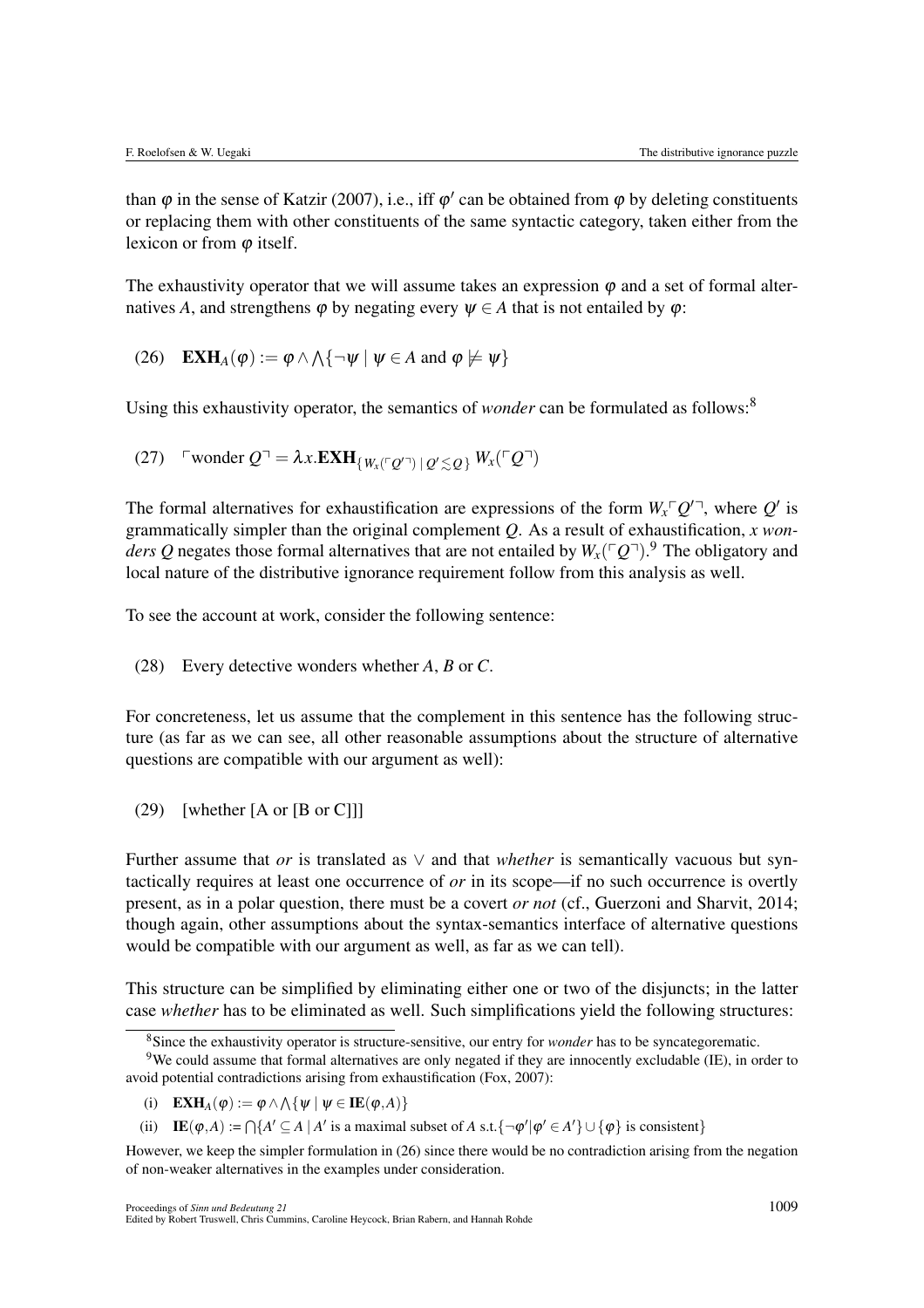than $\varphi$ in the sense of Katzir (2007), i.e., iff $\varphi'$ can be obtained from $\varphi$ by deleting constituents or replacing them with other constituents of the same syntactic category, taken either from the lexicon or from $\varphi$ itself.

The exhaustivity operator that we will assume takes an expression $\varphi$ and a set of formal alternatives $A$, and strengthens $\varphi$ by negating every $\psi \in A$ that is not entailed by $\varphi$:

(26) $\mathbf{EXH}_A(\varphi) := \varphi \wedge \bigwedge\{\neg\psi \mid \psi \in A \text{ and } \varphi \not\models \psi\}$

Using this exhaustivity operator, the semantics of *wonder* can be formulated as follows:[8]

(27) $\ulcorner\text{wonder } Q\urcorner = \lambda x.\mathbf{EXH}_{\{W_x(\ulcorner Q'\urcorner) \mid Q' \lesssim Q\}}\, W_x(\ulcorner Q\urcorner)$

The formal alternatives for exhaustification are expressions of the form $W_x\ulcorner Q'\urcorner$, where $Q'$ is grammatically simpler than the original complement $Q$. As a result of exhaustification, *x wonders Q* negates those formal alternatives that are not entailed by $W_x(\ulcorner Q\urcorner)$.[9] The obligatory and local nature of the distributive ignorance requirement follow from this analysis as well.

To see the account at work, consider the following sentence:

(28) Every detective wonders whether *A*, *B* or *C*.

For concreteness, let us assume that the complement in this sentence has the following structure (as far as we can see, all other reasonable assumptions about the structure of alternative questions are compatible with our argument as well):

(29) [whether [A or [B or C]]]

Further assume that *or* is translated as $\vee$ and that *whether* is semantically vacuous but syntactically requires at least one occurrence of *or* in its scope—if no such occurrence is overtly present, as in a polar question, there must be a covert *or not* (cf., Guerzoni and Sharvit, 2014; though again, other assumptions about the syntax-semantics interface of alternative questions would be compatible with our argument as well, as far as we can tell).

This structure can be simplified by eliminating either one or two of the disjuncts; in the latter case *whether* has to be eliminated as well. Such simplifications yield the following structures:

[8] Since the exhaustivity operator is structure-sensitive, our entry for *wonder* has to be syncategorematic.

[9] We could assume that formal alternatives are only negated if they are innocently excludable (IE), in order to avoid potential contradictions arising from exhaustification (Fox, 2007):

(i) $\mathbf{EXH}_A(\varphi) := \varphi \wedge \bigwedge\{\psi \mid \psi \in \mathbf{IE}(\varphi, A)\}$

(ii) $\mathbf{IE}(\varphi, A) := \bigcap\{A' \subseteq A \mid A' \text{ is a maximal subset of } A \text{ s.t. } \{\neg\varphi' \mid \varphi' \in A'\} \cup \{\varphi\} \text{ is consistent}\}$

However, we keep the simpler formulation in (26) since there would be no contradiction arising from the negation of non-weaker alternatives in the examples under consideration.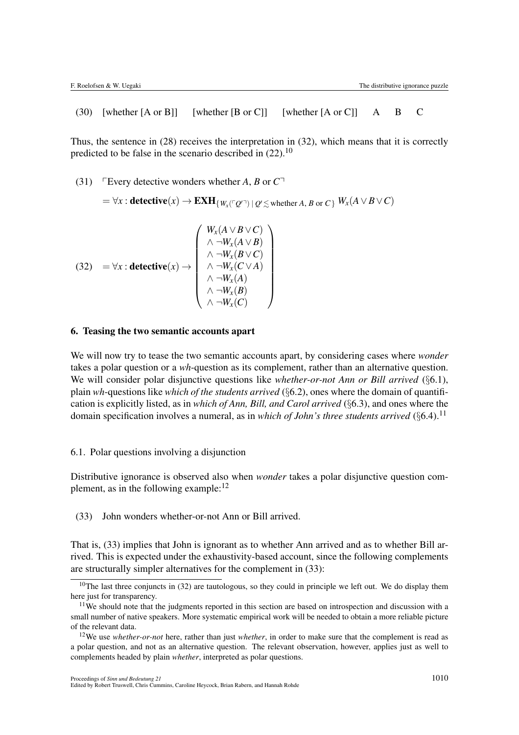(30) [whether [A or B]] [whether [B or C]] [whether [A or C]] A B C

Thus, the sentence in (28) receives the interpretation in (32), which means that it is correctly predicted to be false in the scenario described in (22).[10]

(31) ⌜Every detective wonders whether $A$, $B$ or $C$⌝

$$= \forall x : \textbf{detective}(x) \rightarrow \textbf{EXH}_{\{W_x(\ulcorner Q' \urcorner) \mid Q' \lesssim \text{whether } A,\, B \text{ or } C\}}\, W_x(A \vee B \vee C)$$

(32)
$$= \forall x : \textbf{detective}(x) \rightarrow \begin{pmatrix} W_x(A \vee B \vee C) \\ \wedge \neg W_x(A \vee B) \\ \wedge \neg W_x(B \vee C) \\ \wedge \neg W_x(C \vee A) \\ \wedge \neg W_x(A) \\ \wedge \neg W_x(B) \\ \wedge \neg W_x(C) \end{pmatrix}$$

## 6. Teasing the two semantic accounts apart

We will now try to tease the two semantic accounts apart, by considering cases where *wonder* takes a polar question or a *wh*-question as its complement, rather than an alternative question. We will consider polar disjunctive questions like *whether-or-not Ann or Bill arrived* (§6.1), plain *wh*-questions like *which of the students arrived* (§6.2), ones where the domain of quantification is explicitly listed, as in *which of Ann, Bill, and Carol arrived* (§6.3), and ones where the domain specification involves a numeral, as in *which of John's three students arrived* (§6.4).[11]

### 6.1. Polar questions involving a disjunction

Distributive ignorance is observed also when *wonder* takes a polar disjunctive question complement, as in the following example:[12]

(33) John wonders whether-or-not Ann or Bill arrived.

That is, (33) implies that John is ignorant as to whether Ann arrived and as to whether Bill arrived. This is expected under the exhaustivity-based account, since the following complements are structurally simpler alternatives for the complement in (33):

---

[10] The last three conjuncts in (32) are tautologous, so they could in principle we left out. We do display them here just for transparency.

[11] We should note that the judgments reported in this section are based on introspection and discussion with a small number of native speakers. More systematic empirical work will be needed to obtain a more reliable picture of the relevant data.

[12] We use *whether-or-not* here, rather than just *whether*, in order to make sure that the complement is read as a polar question, and not as an alternative question. The relevant observation, however, applies just as well to complements headed by plain *whether*, interpreted as polar questions.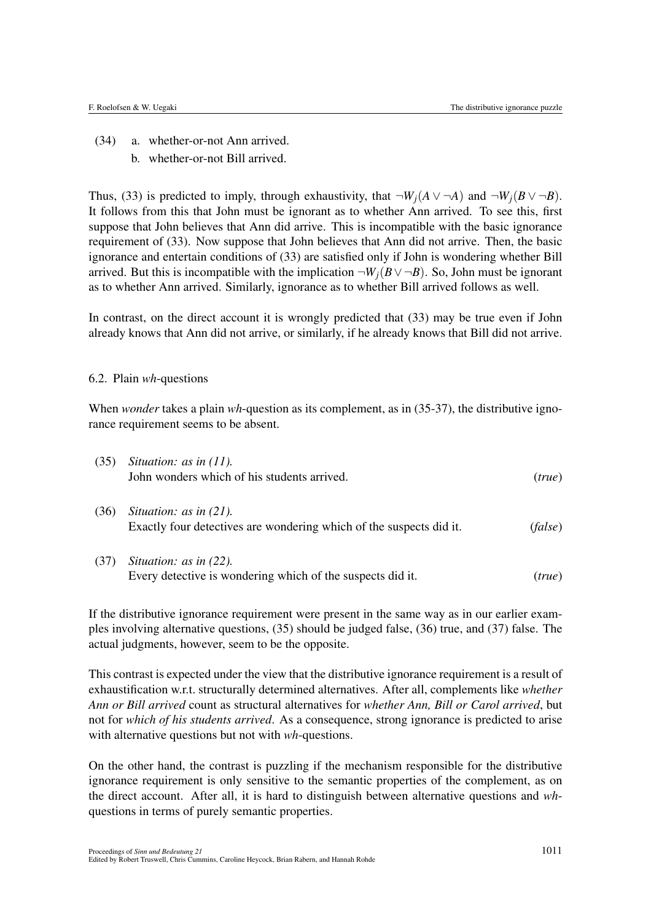(34) a. whether-or-not Ann arrived.

  b. whether-or-not Bill arrived.

Thus, (33) is predicted to imply, through exhaustivity, that $\neg W_j(A \vee \neg A)$ and $\neg W_j(B \vee \neg B)$. It follows from this that John must be ignorant as to whether Ann arrived. To see this, first suppose that John believes that Ann did arrive. This is incompatible with the basic ignorance requirement of (33). Now suppose that John believes that Ann did not arrive. Then, the basic ignorance and entertain conditions of (33) are satisfied only if John is wondering whether Bill arrived. But this is incompatible with the implication $\neg W_j(B \vee \neg B)$. So, John must be ignorant as to whether Ann arrived. Similarly, ignorance as to whether Bill arrived follows as well.

In contrast, on the direct account it is wrongly predicted that (33) may be true even if John already knows that Ann did not arrive, or similarly, if he already knows that Bill did not arrive.

### 6.2. Plain *wh*-questions

When *wonder* takes a plain *wh*-question as its complement, as in (35-37), the distributive ignorance requirement seems to be absent.

(35) *Situation: as in (11).*
  John wonders which of his students arrived. (*true*)

(36) *Situation: as in (21).*
  Exactly four detectives are wondering which of the suspects did it. (*false*)

(37) *Situation: as in (22).*
  Every detective is wondering which of the suspects did it. (*true*)

If the distributive ignorance requirement were present in the same way as in our earlier examples involving alternative questions, (35) should be judged false, (36) true, and (37) false. The actual judgments, however, seem to be the opposite.

This contrast is expected under the view that the distributive ignorance requirement is a result of exhaustification w.r.t. structurally determined alternatives. After all, complements like *whether Ann or Bill arrived* count as structural alternatives for *whether Ann, Bill or Carol arrived*, but not for *which of his students arrived*. As a consequence, strong ignorance is predicted to arise with alternative questions but not with *wh*-questions.

On the other hand, the contrast is puzzling if the mechanism responsible for the distributive ignorance requirement is only sensitive to the semantic properties of the complement, as on the direct account. After all, it is hard to distinguish between alternative questions and *wh*-questions in terms of purely semantic properties.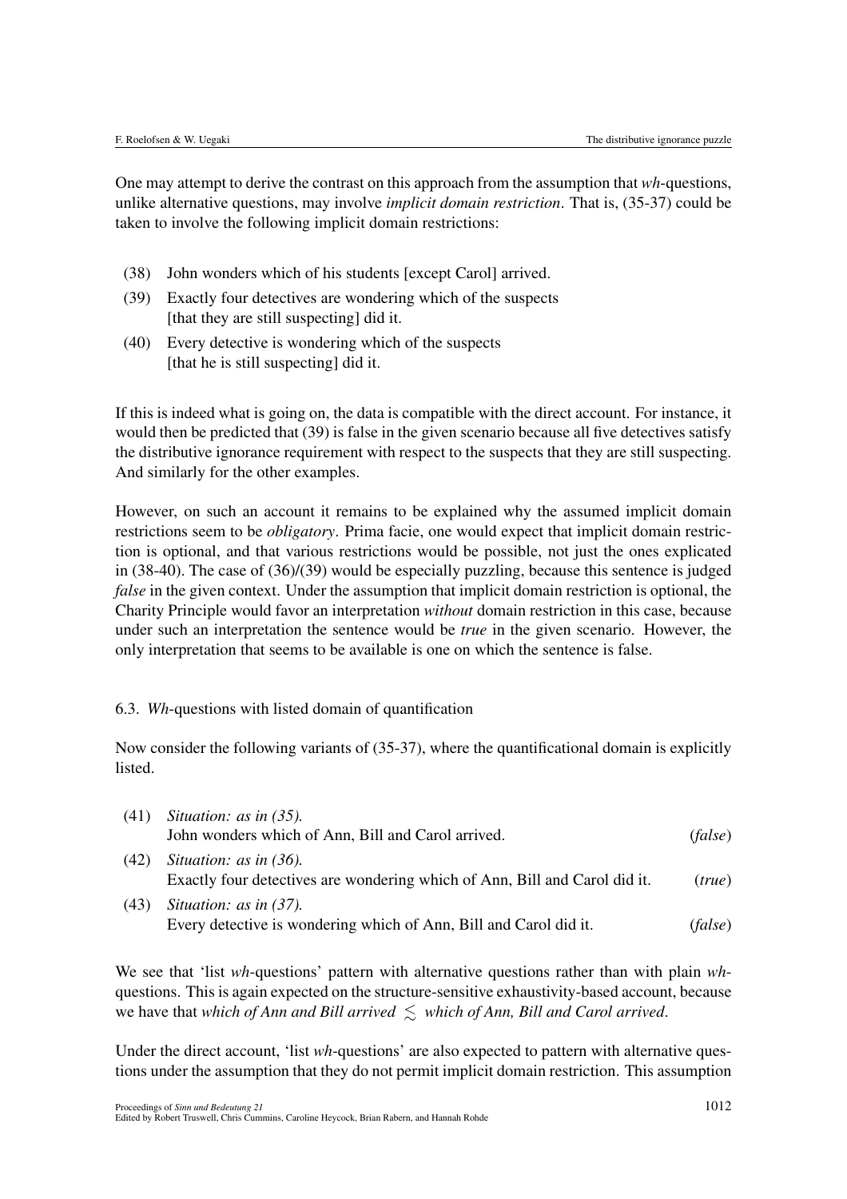One may attempt to derive the contrast on this approach from the assumption that *wh*-questions, unlike alternative questions, may involve *implicit domain restriction*. That is, (35-37) could be taken to involve the following implicit domain restrictions:

(38) John wonders which of his students [except Carol] arrived.

(39) Exactly four detectives are wondering which of the suspects [that they are still suspecting] did it.

(40) Every detective is wondering which of the suspects [that he is still suspecting] did it.

If this is indeed what is going on, the data is compatible with the direct account. For instance, it would then be predicted that (39) is false in the given scenario because all five detectives satisfy the distributive ignorance requirement with respect to the suspects that they are still suspecting. And similarly for the other examples.

However, on such an account it remains to be explained why the assumed implicit domain restrictions seem to be *obligatory*. Prima facie, one would expect that implicit domain restriction is optional, and that various restrictions would be possible, not just the ones explicated in (38-40). The case of (36)/(39) would be especially puzzling, because this sentence is judged *false* in the given context. Under the assumption that implicit domain restriction is optional, the Charity Principle would favor an interpretation *without* domain restriction in this case, because under such an interpretation the sentence would be *true* in the given scenario. However, the only interpretation that seems to be available is one on which the sentence is false.

### 6.3. *Wh*-questions with listed domain of quantification

Now consider the following variants of (35-37), where the quantificational domain is explicitly listed.

(41) *Situation: as in (35).*
John wonders which of Ann, Bill and Carol arrived. (*false*)

(42) *Situation: as in (36).*
Exactly four detectives are wondering which of Ann, Bill and Carol did it. (*true*)

(43) *Situation: as in (37).*
Every detective is wondering which of Ann, Bill and Carol did it. (*false*)

We see that 'list *wh*-questions' pattern with alternative questions rather than with plain *wh*-questions. This is again expected on the structure-sensitive exhaustivity-based account, because we have that *which of Ann and Bill arrived* $\lesssim$ *which of Ann, Bill and Carol arrived*.

Under the direct account, 'list *wh*-questions' are also expected to pattern with alternative questions under the assumption that they do not permit implicit domain restriction. This assumption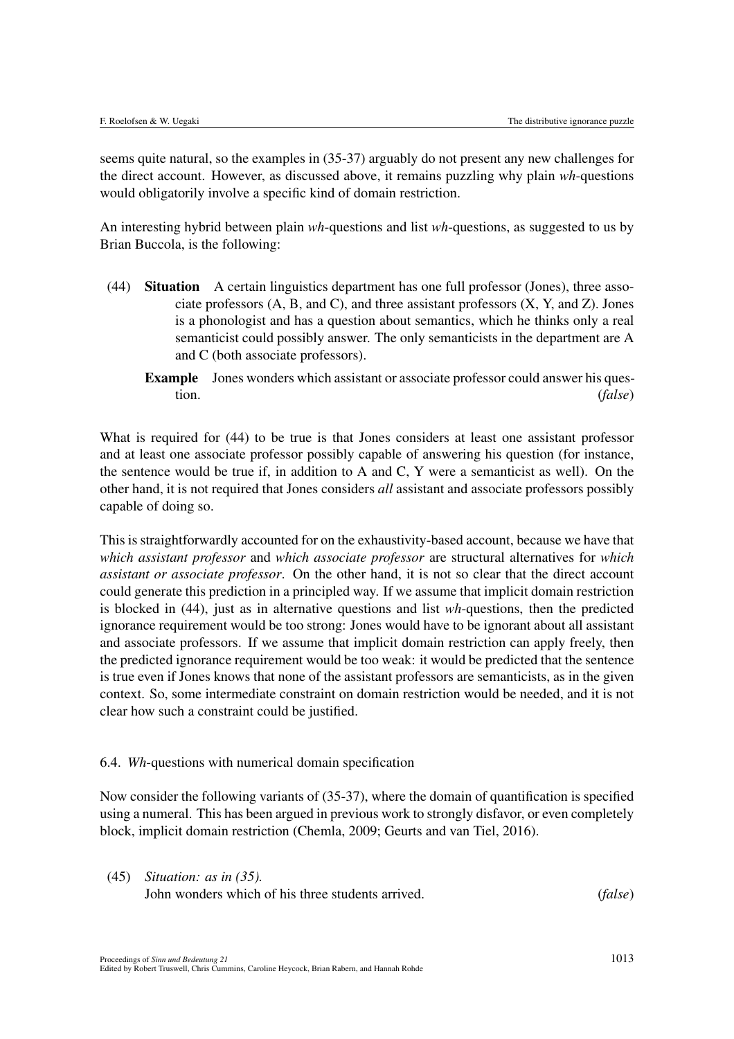seems quite natural, so the examples in (35-37) arguably do not present any new challenges for the direct account. However, as discussed above, it remains puzzling why plain *wh*-questions would obligatorily involve a specific kind of domain restriction.

An interesting hybrid between plain *wh*-questions and list *wh*-questions, as suggested to us by Brian Buccola, is the following:

(44) **Situation** A certain linguistics department has one full professor (Jones), three associate professors (A, B, and C), and three assistant professors (X, Y, and Z). Jones is a phonologist and has a question about semantics, which he thinks only a real semanticist could possibly answer. The only semanticists in the department are A and C (both associate professors).

**Example** Jones wonders which assistant or associate professor could answer his question. (*false*)

What is required for (44) to be true is that Jones considers at least one assistant professor and at least one associate professor possibly capable of answering his question (for instance, the sentence would be true if, in addition to A and C, Y were a semanticist as well). On the other hand, it is not required that Jones considers *all* assistant and associate professors possibly capable of doing so.

This is straightforwardly accounted for on the exhaustivity-based account, because we have that *which assistant professor* and *which associate professor* are structural alternatives for *which assistant or associate professor*. On the other hand, it is not so clear that the direct account could generate this prediction in a principled way. If we assume that implicit domain restriction is blocked in (44), just as in alternative questions and list *wh*-questions, then the predicted ignorance requirement would be too strong: Jones would have to be ignorant about all assistant and associate professors. If we assume that implicit domain restriction can apply freely, then the predicted ignorance requirement would be too weak: it would be predicted that the sentence is true even if Jones knows that none of the assistant professors are semanticists, as in the given context. So, some intermediate constraint on domain restriction would be needed, and it is not clear how such a constraint could be justified.

### 6.4. *Wh*-questions with numerical domain specification

Now consider the following variants of (35-37), where the domain of quantification is specified using a numeral. This has been argued in previous work to strongly disfavor, or even completely block, implicit domain restriction (Chemla, 2009; Geurts and van Tiel, 2016).

(45) *Situation: as in (35).*
John wonders which of his three students arrived. (*false*)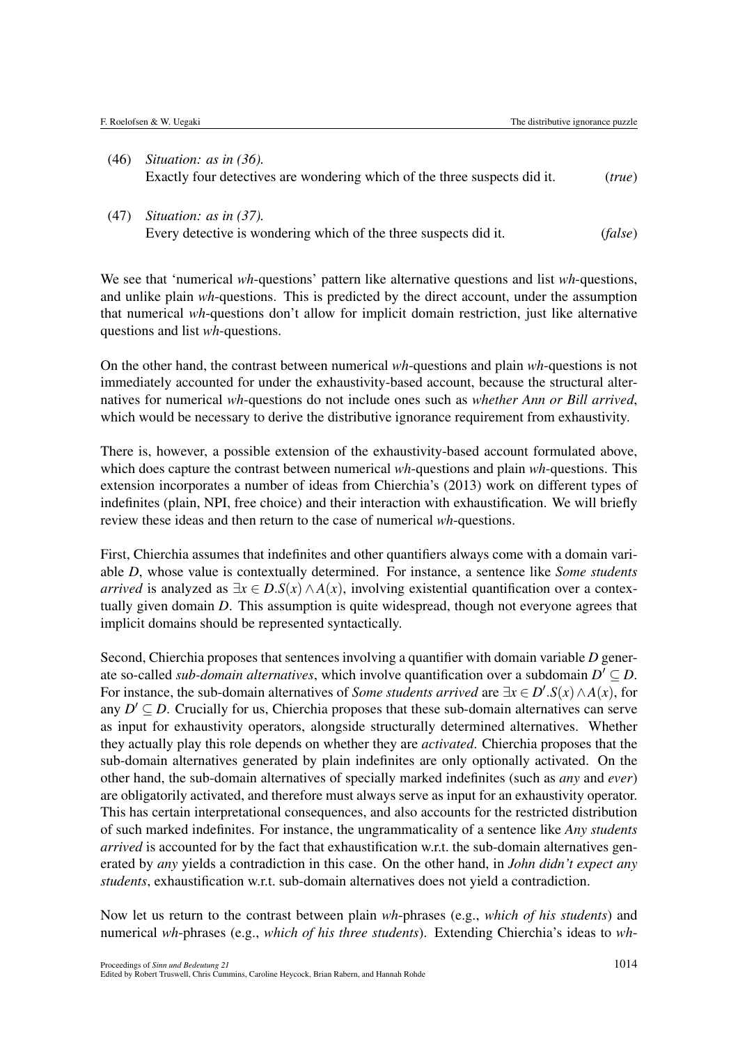(46) *Situation: as in (36).*
Exactly four detectives are wondering which of the three suspects did it. (*true*)

(47) *Situation: as in (37).*
Every detective is wondering which of the three suspects did it. (*false*)

We see that 'numerical *wh*-questions' pattern like alternative questions and list *wh*-questions, and unlike plain *wh*-questions. This is predicted by the direct account, under the assumption that numerical *wh*-questions don't allow for implicit domain restriction, just like alternative questions and list *wh*-questions.

On the other hand, the contrast between numerical *wh*-questions and plain *wh*-questions is not immediately accounted for under the exhaustivity-based account, because the structural alternatives for numerical *wh*-questions do not include ones such as *whether Ann or Bill arrived*, which would be necessary to derive the distributive ignorance requirement from exhaustivity.

There is, however, a possible extension of the exhaustivity-based account formulated above, which does capture the contrast between numerical *wh*-questions and plain *wh*-questions. This extension incorporates a number of ideas from Chierchia's (2013) work on different types of indefinites (plain, NPI, free choice) and their interaction with exhaustification. We will briefly review these ideas and then return to the case of numerical *wh*-questions.

First, Chierchia assumes that indefinites and other quantifiers always come with a domain variable $D$, whose value is contextually determined. For instance, a sentence like *Some students arrived* is analyzed as $\exists x \in D.S(x) \wedge A(x)$, involving existential quantification over a contextually given domain $D$. This assumption is quite widespread, though not everyone agrees that implicit domains should be represented syntactically.

Second, Chierchia proposes that sentences involving a quantifier with domain variable $D$ generate so-called *sub-domain alternatives*, which involve quantification over a subdomain $D' \subseteq D$. For instance, the sub-domain alternatives of *Some students arrived* are $\exists x \in D'.S(x) \wedge A(x)$, for any $D' \subseteq D$. Crucially for us, Chierchia proposes that these sub-domain alternatives can serve as input for exhaustivity operators, alongside structurally determined alternatives. Whether they actually play this role depends on whether they are *activated*. Chierchia proposes that the sub-domain alternatives generated by plain indefinites are only optionally activated. On the other hand, the sub-domain alternatives of specially marked indefinites (such as *any* and *ever*) are obligatorily activated, and therefore must always serve as input for an exhaustivity operator. This has certain interpretational consequences, and also accounts for the restricted distribution of such marked indefinites. For instance, the ungrammaticality of a sentence like *Any students arrived* is accounted for by the fact that exhaustification w.r.t. the sub-domain alternatives generated by *any* yields a contradiction in this case. On the other hand, in *John didn't expect any students*, exhaustification w.r.t. sub-domain alternatives does not yield a contradiction.

Now let us return to the contrast between plain *wh*-phrases (e.g., *which of his students*) and numerical *wh*-phrases (e.g., *which of his three students*). Extending Chierchia's ideas to *wh*-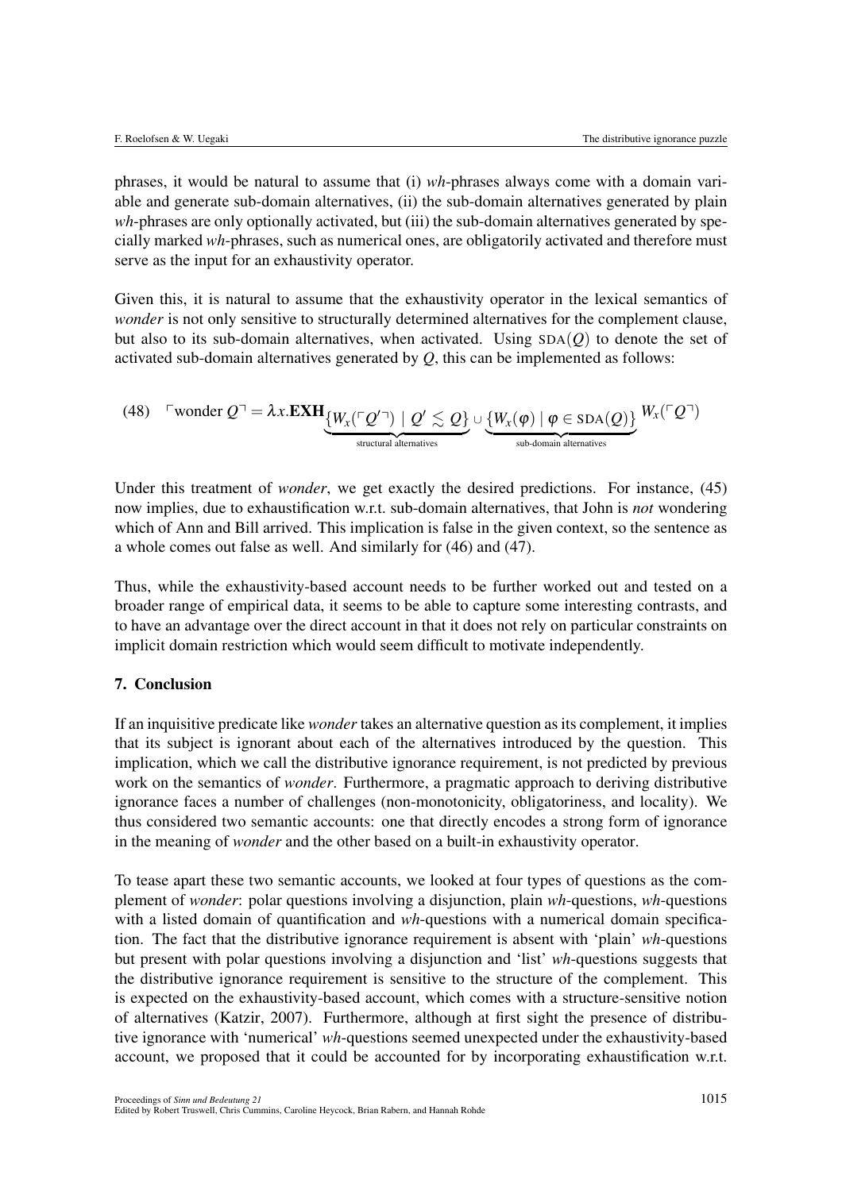phrases, it would be natural to assume that (i) *wh*-phrases always come with a domain variable and generate sub-domain alternatives, (ii) the sub-domain alternatives generated by plain *wh*-phrases are only optionally activated, but (iii) the sub-domain alternatives generated by specially marked *wh*-phrases, such as numerical ones, are obligatorily activated and therefore must serve as the input for an exhaustivity operator.

Given this, it is natural to assume that the exhaustivity operator in the lexical semantics of *wonder* is not only sensitive to structurally determined alternatives for the complement clause, but also to its sub-domain alternatives, when activated. Using $\textsc{sda}(Q)$ to denote the set of activated sub-domain alternatives generated by $Q$, this can be implemented as follows:

(48) $$\ulcorner\text{wonder } Q\urcorner = \lambda x.\mathbf{EXH}_{\underbrace{\{W_x(\ulcorner Q'\urcorner) \mid Q' \lesssim Q\}}_{\text{structural alternatives}} \cup \underbrace{\{W_x(\varphi) \mid \varphi \in \textsc{sda}(Q)\}}_{\text{sub-domain alternatives}}} W_x(\ulcorner Q\urcorner)$$

Under this treatment of *wonder*, we get exactly the desired predictions. For instance, (45) now implies, due to exhaustification w.r.t. sub-domain alternatives, that John is *not* wondering which of Ann and Bill arrived. This implication is false in the given context, so the sentence as a whole comes out false as well. And similarly for (46) and (47).

Thus, while the exhaustivity-based account needs to be further worked out and tested on a broader range of empirical data, it seems to be able to capture some interesting contrasts, and to have an advantage over the direct account in that it does not rely on particular constraints on implicit domain restriction which would seem difficult to motivate independently.

## 7. Conclusion

If an inquisitive predicate like *wonder* takes an alternative question as its complement, it implies that its subject is ignorant about each of the alternatives introduced by the question. This implication, which we call the distributive ignorance requirement, is not predicted by previous work on the semantics of *wonder*. Furthermore, a pragmatic approach to deriving distributive ignorance faces a number of challenges (non-monotonicity, obligatoriness, and locality). We thus considered two semantic accounts: one that directly encodes a strong form of ignorance in the meaning of *wonder* and the other based on a built-in exhaustivity operator.

To tease apart these two semantic accounts, we looked at four types of questions as the complement of *wonder*: polar questions involving a disjunction, plain *wh*-questions, *wh*-questions with a listed domain of quantification and *wh*-questions with a numerical domain specification. The fact that the distributive ignorance requirement is absent with 'plain' *wh*-questions but present with polar questions involving a disjunction and 'list' *wh*-questions suggests that the distributive ignorance requirement is sensitive to the structure of the complement. This is expected on the exhaustivity-based account, which comes with a structure-sensitive notion of alternatives (Katzir, 2007). Furthermore, although at first sight the presence of distributive ignorance with 'numerical' *wh*-questions seemed unexpected under the exhaustivity-based account, we proposed that it could be accounted for by incorporating exhaustification w.r.t.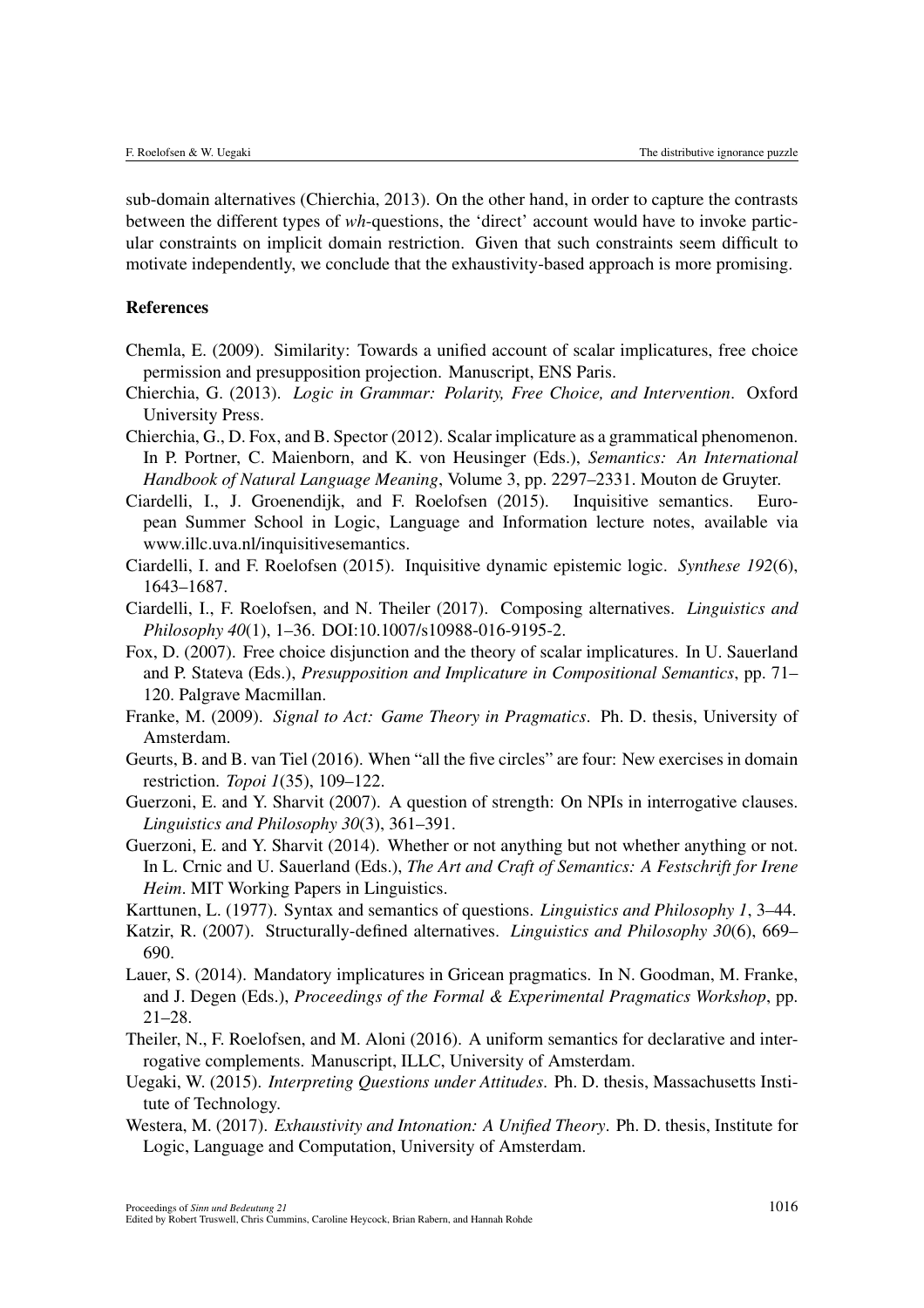sub-domain alternatives (Chierchia, 2013). On the other hand, in order to capture the contrasts between the different types of *wh*-questions, the 'direct' account would have to invoke particular constraints on implicit domain restriction. Given that such constraints seem difficult to motivate independently, we conclude that the exhaustivity-based approach is more promising.

## References

Chemla, E. (2009). Similarity: Towards a unified account of scalar implicatures, free choice permission and presupposition projection. Manuscript, ENS Paris.

Chierchia, G. (2013). *Logic in Grammar: Polarity, Free Choice, and Intervention*. Oxford University Press.

Chierchia, G., D. Fox, and B. Spector (2012). Scalar implicature as a grammatical phenomenon. In P. Portner, C. Maienborn, and K. von Heusinger (Eds.), *Semantics: An International Handbook of Natural Language Meaning*, Volume 3, pp. 2297–2331. Mouton de Gruyter.

Ciardelli, I., J. Groenendijk, and F. Roelofsen (2015). Inquisitive semantics. European Summer School in Logic, Language and Information lecture notes, available via www.illc.uva.nl/inquisitivesemantics.

Ciardelli, I. and F. Roelofsen (2015). Inquisitive dynamic epistemic logic. *Synthese 192*(6), 1643–1687.

Ciardelli, I., F. Roelofsen, and N. Theiler (2017). Composing alternatives. *Linguistics and Philosophy 40*(1), 1–36. DOI:10.1007/s10988-016-9195-2.

Fox, D. (2007). Free choice disjunction and the theory of scalar implicatures. In U. Sauerland and P. Stateva (Eds.), *Presupposition and Implicature in Compositional Semantics*, pp. 71–120. Palgrave Macmillan.

Franke, M. (2009). *Signal to Act: Game Theory in Pragmatics*. Ph. D. thesis, University of Amsterdam.

Geurts, B. and B. van Tiel (2016). When "all the five circles" are four: New exercises in domain restriction. *Topoi 1*(35), 109–122.

Guerzoni, E. and Y. Sharvit (2007). A question of strength: On NPIs in interrogative clauses. *Linguistics and Philosophy 30*(3), 361–391.

Guerzoni, E. and Y. Sharvit (2014). Whether or not anything but not whether anything or not. In L. Crnic and U. Sauerland (Eds.), *The Art and Craft of Semantics: A Festschrift for Irene Heim*. MIT Working Papers in Linguistics.

Karttunen, L. (1977). Syntax and semantics of questions. *Linguistics and Philosophy 1*, 3–44.

Katzir, R. (2007). Structurally-defined alternatives. *Linguistics and Philosophy 30*(6), 669–690.

Lauer, S. (2014). Mandatory implicatures in Gricean pragmatics. In N. Goodman, M. Franke, and J. Degen (Eds.), *Proceedings of the Formal & Experimental Pragmatics Workshop*, pp. 21–28.

Theiler, N., F. Roelofsen, and M. Aloni (2016). A uniform semantics for declarative and interrogative complements. Manuscript, ILLC, University of Amsterdam.

Uegaki, W. (2015). *Interpreting Questions under Attitudes*. Ph. D. thesis, Massachusetts Institute of Technology.

Westera, M. (2017). *Exhaustivity and Intonation: A Unified Theory*. Ph. D. thesis, Institute for Logic, Language and Computation, University of Amsterdam.